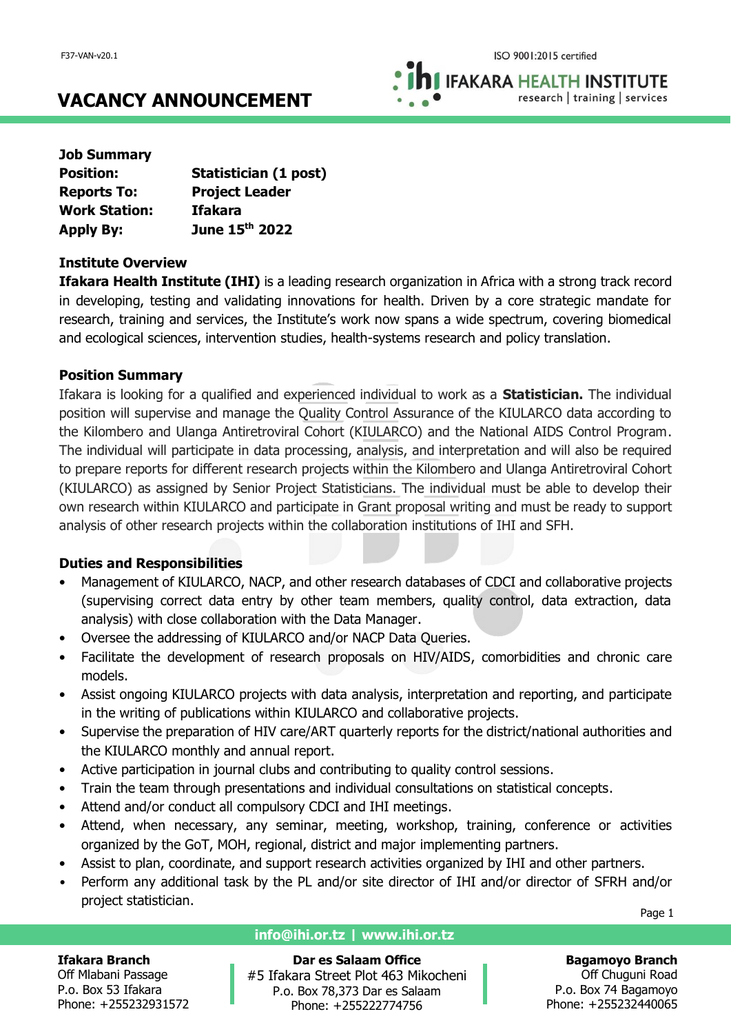# VACANCY ANNOUNCEMENT

**Job Summary**

| | |
|---|---|
| **Position:** | **Statistician (1 post)** |
| **Reports To:** | **Project Leader** |
| **Work Station:** | **Ifakara** |
| **Apply By:** | **June 15th 2022** |

**Institute Overview**

**Ifakara Health Institute (IHI)** is a leading research organization in Africa with a strong track record in developing, testing and validating innovations for health. Driven by a core strategic mandate for research, training and services, the Institute's work now spans a wide spectrum, covering biomedical and ecological sciences, intervention studies, health-systems research and policy translation.

**Position Summary**

Ifakara is looking for a qualified and experienced individual to work as a **Statistician.** The individual position will supervise and manage the Quality Control Assurance of the KIULARCO data according to the Kilombero and Ulanga Antiretroviral Cohort (KIULARCO) and the National AIDS Control Program. The individual will participate in data processing, analysis, and interpretation and will also be required to prepare reports for different research projects within the Kilombero and Ulanga Antiretroviral Cohort (KIULARCO) as assigned by Senior Project Statisticians. The individual must be able to develop their own research within KIULARCO and participate in Grant proposal writing and must be ready to support analysis of other research projects within the collaboration institutions of IHI and SFH.

**Duties and Responsibilities**

- Management of KIULARCO, NACP, and other research databases of CDCI and collaborative projects (supervising correct data entry by other team members, quality control, data extraction, data analysis) with close collaboration with the Data Manager.
- Oversee the addressing of KIULARCO and/or NACP Data Queries.
- Facilitate the development of research proposals on HIV/AIDS, comorbidities and chronic care models.
- Assist ongoing KIULARCO projects with data analysis, interpretation and reporting, and participate in the writing of publications within KIULARCO and collaborative projects.
- Supervise the preparation of HIV care/ART quarterly reports for the district/national authorities and the KIULARCO monthly and annual report.
- Active participation in journal clubs and contributing to quality control sessions.
- Train the team through presentations and individual consultations on statistical concepts.
- Attend and/or conduct all compulsory CDCI and IHI meetings.
- Attend, when necessary, any seminar, meeting, workshop, training, conference or activities organized by the GoT, MOH, regional, district and major implementing partners.
- Assist to plan, coordinate, and support research activities organized by IHI and other partners.
- Perform any additional task by the PL and/or site director of IHI and/or director of SFRH and/or project statistician.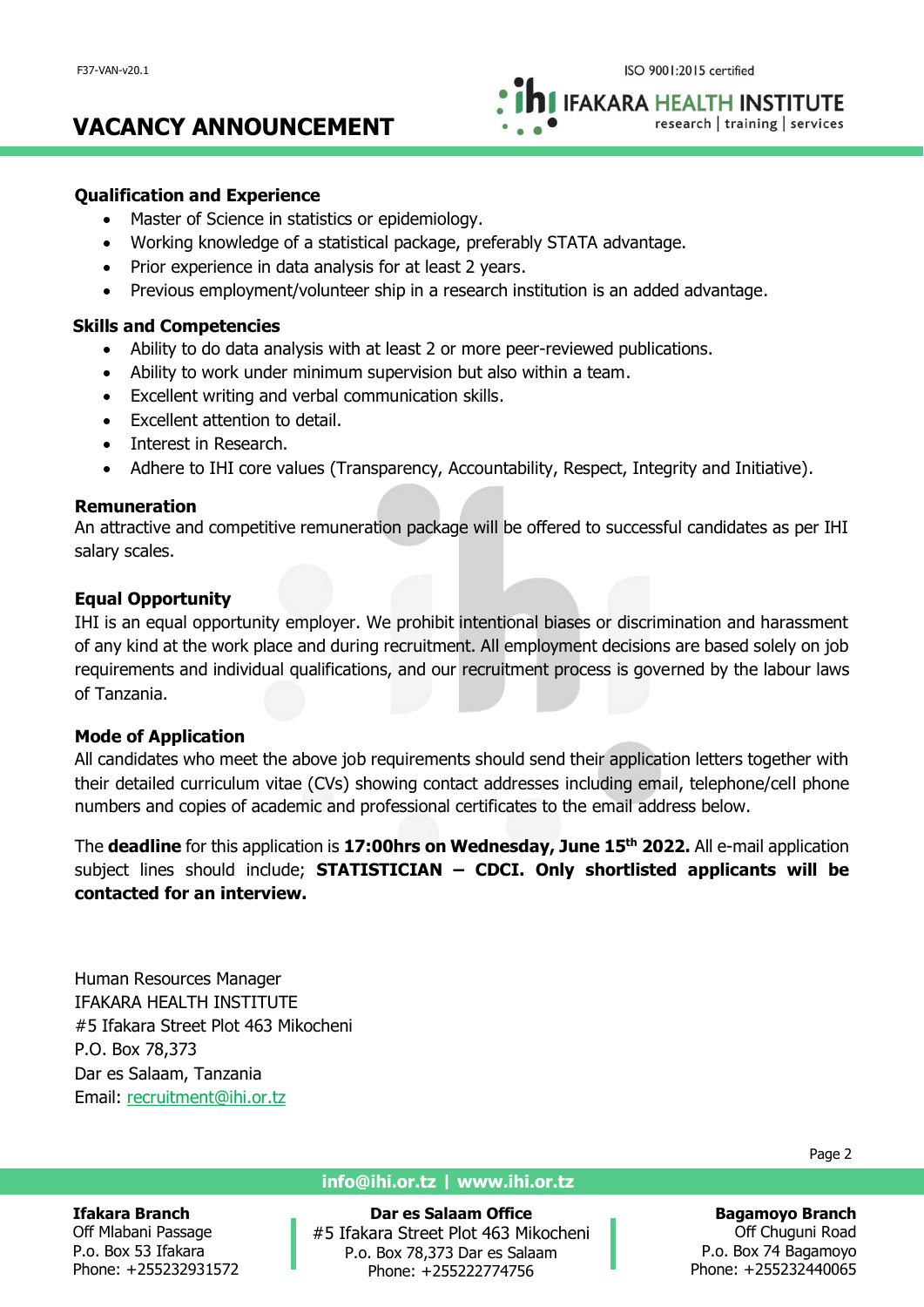### Qualification and Experience

- Master of Science in statistics or epidemiology.
- Working knowledge of a statistical package, preferably STATA advantage.
- Prior experience in data analysis for at least 2 years.
- Previous employment/volunteer ship in a research institution is an added advantage.

### Skills and Competencies

- Ability to do data analysis with at least 2 or more peer-reviewed publications.
- Ability to work under minimum supervision but also within a team.
- Excellent writing and verbal communication skills.
- Excellent attention to detail.
- Interest in Research.
- Adhere to IHI core values (Transparency, Accountability, Respect, Integrity and Initiative).

### Remuneration

An attractive and competitive remuneration package will be offered to successful candidates as per IHI salary scales.

### Equal Opportunity

IHI is an equal opportunity employer. We prohibit intentional biases or discrimination and harassment of any kind at the work place and during recruitment. All employment decisions are based solely on job requirements and individual qualifications, and our recruitment process is governed by the labour laws of Tanzania.

### Mode of Application

All candidates who meet the above job requirements should send their application letters together with their detailed curriculum vitae (CVs) showing contact addresses including email, telephone/cell phone numbers and copies of academic and professional certificates to the email address below.

The **deadline** for this application is **17:00hrs on Wednesday, June 15th 2022.** All e-mail application subject lines should include; **STATISTICIAN – CDCI. Only shortlisted applicants will be contacted for an interview.**

Human Resources Manager
IFAKARA HEALTH INSTITUTE
#5 Ifakara Street Plot 463 Mikocheni
P.O. Box 78,373
Dar es Salaam, Tanzania
Email: recruitment@ihi.or.tz